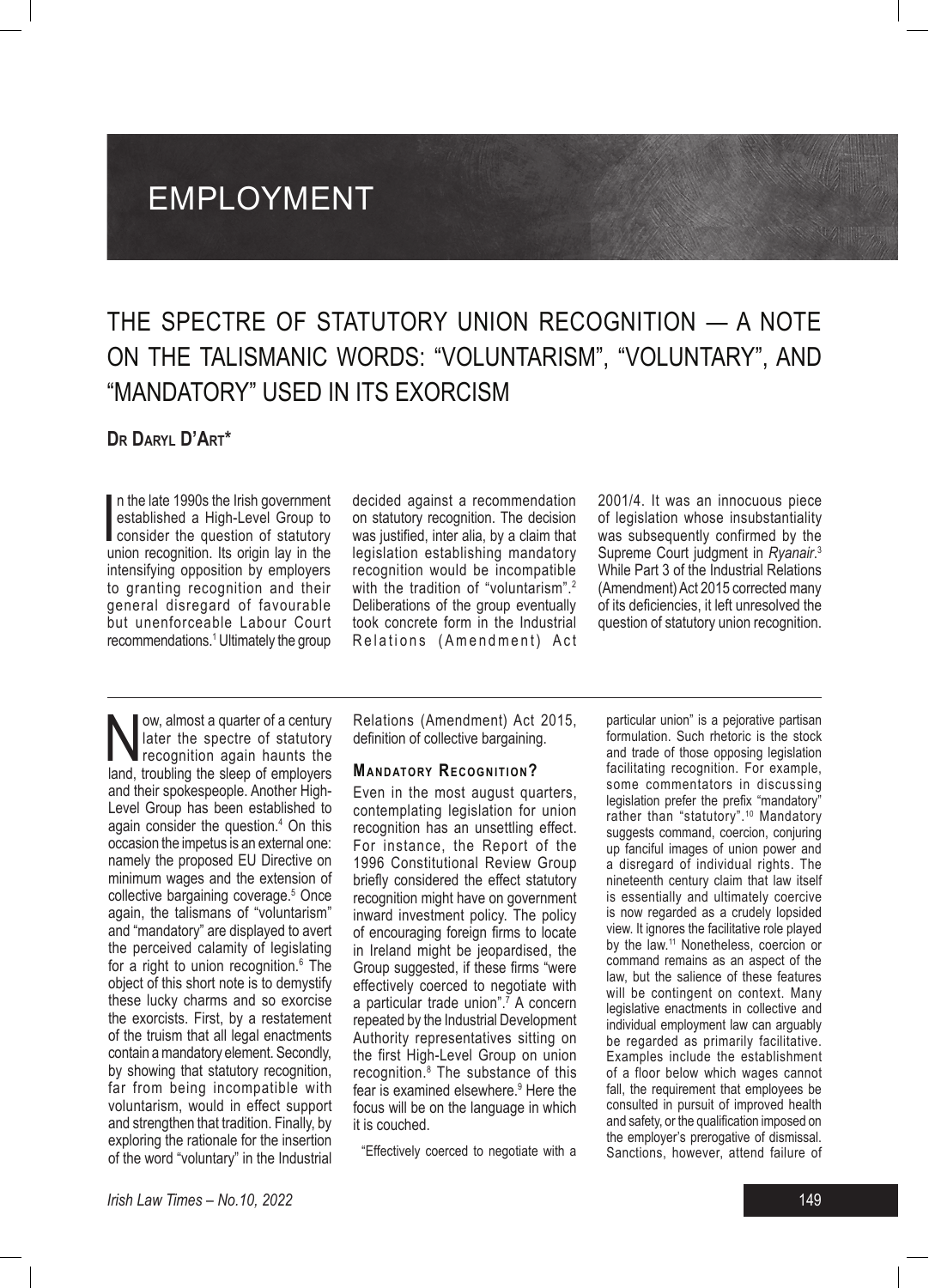# EMPLOYMENT

## THE SPECTRE OF STATUTORY UNION RECOGNITION — A NOTE ON THE TALISMANIC WORDS: "VOLUNTARISM", "VOLUNTARY", AND "MANDATORY" USED IN ITS EXORCISM

**DR DARYL D'ART***

In the late 1990s the Irish government established a High-Level Group to consider the question of statutory union recognition. Its origin lay in the intensifying opposition by employers to granting recognition and their general disregard of favourable but unenforceable Labour Court recommendations.[1] Ultimately the group decided against a recommendation on statutory recognition. The decision was justified, inter alia, by a claim that legislation establishing mandatory recognition would be incompatible with the tradition of "voluntarism".[2] Deliberations of the group eventually took concrete form in the Industrial Relations (Amendment) Act 2001/4. It was an innocuous piece of legislation whose insubstantiality was subsequently confirmed by the Supreme Court judgment in *Ryanair*.[3] While Part 3 of the Industrial Relations (Amendment) Act 2015 corrected many of its deficiencies, it left unresolved the question of statutory union recognition.

Now, almost a quarter of a century later the spectre of statutory recognition again haunts the land, troubling the sleep of employers and their spokespeople. Another High-Level Group has been established to again consider the question.[4] On this occasion the impetus is an external one: namely the proposed EU Directive on minimum wages and the extension of collective bargaining coverage.[5] Once again, the talismans of "voluntarism" and "mandatory" are displayed to avert the perceived calamity of legislating for a right to union recognition.[6] The object of this short note is to demystify these lucky charms and so exorcise the exorcists. First, by a restatement of the truism that all legal enactments contain a mandatory element. Secondly, by showing that statutory recognition, far from being incompatible with voluntarism, would in effect support and strengthen that tradition. Finally, by exploring the rationale for the insertion of the word "voluntary" in the Industrial Relations (Amendment) Act 2015, definition of collective bargaining.

### MANDATORY RECOGNITION?

Even in the most august quarters, contemplating legislation for union recognition has an unsettling effect. For instance, the Report of the 1996 Constitutional Review Group briefly considered the effect statutory recognition might have on government inward investment policy. The policy of encouraging foreign firms to locate in Ireland might be jeopardised, the Group suggested, if these firms "were effectively coerced to negotiate with a particular trade union".[7] A concern repeated by the Industrial Development Authority representatives sitting on the first High-Level Group on union recognition.[8] The substance of this fear is examined elsewhere.[9] Here the focus will be on the language in which it is couched.

"Effectively coerced to negotiate with a particular union" is a pejorative partisan formulation. Such rhetoric is the stock and trade of those opposing legislation facilitating recognition. For example, some commentators in discussing legislation prefer the prefix "mandatory" rather than "statutory".[10] Mandatory suggests command, coercion, conjuring up fanciful images of union power and a disregard of individual rights. The nineteenth century claim that law itself is essentially and ultimately coercive is now regarded as a crudely lopsided view. It ignores the facilitative role played by the law.[11] Nonetheless, coercion or command remains as an aspect of the law, but the salience of these features will be contingent on context. Many legislative enactments in collective and individual employment law can arguably be regarded as primarily facilitative. Examples include the establishment of a floor below which wages cannot fall, the requirement that employees be consulted in pursuit of improved health and safety, or the qualification imposed on the employer's prerogative of dismissal. Sanctions, however, attend failure of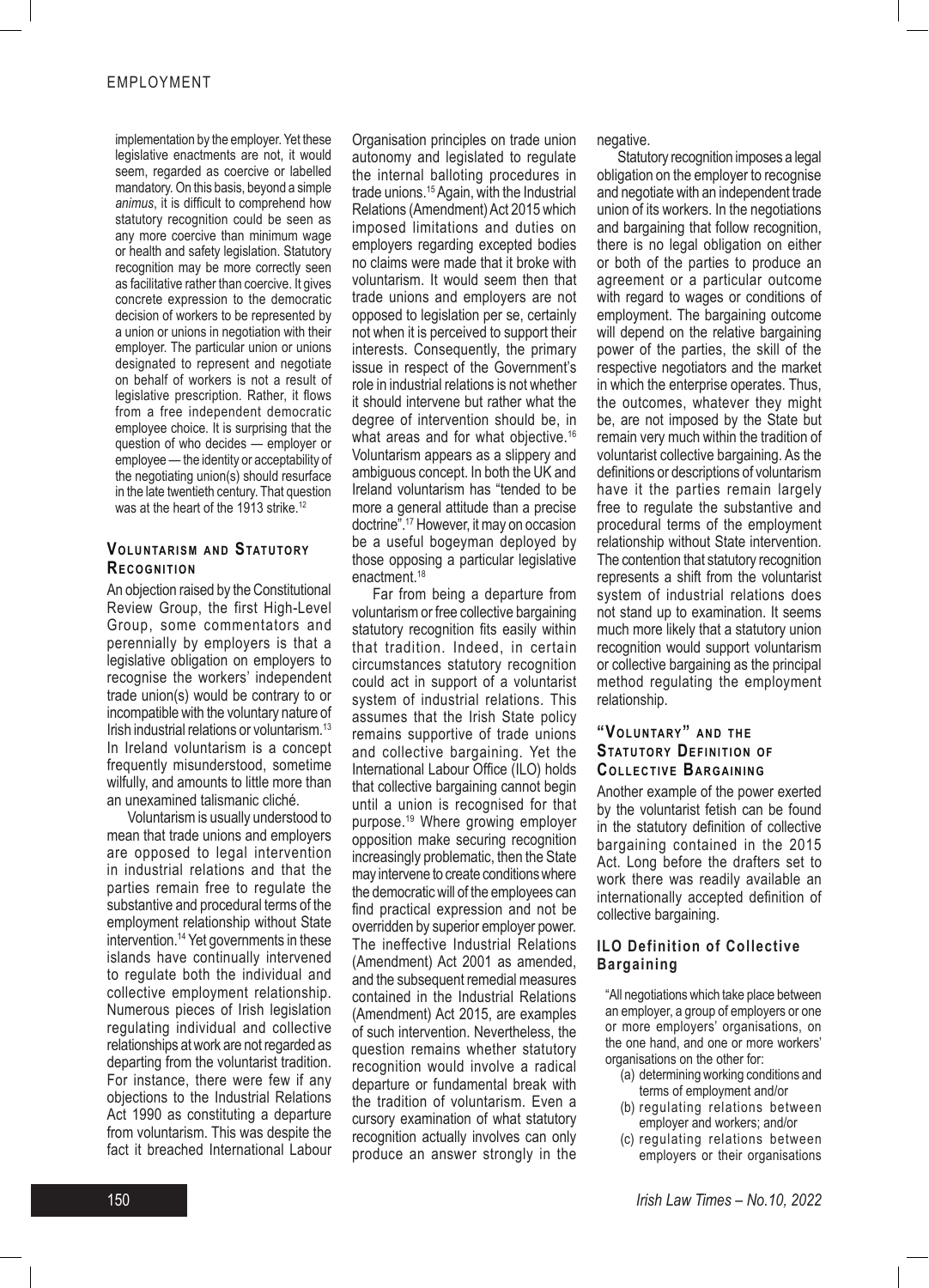implementation by the employer. Yet these legislative enactments are not, it would seem, regarded as coercive or labelled mandatory. On this basis, beyond a simple *animus*, it is difficult to comprehend how statutory recognition could be seen as any more coercive than minimum wage or health and safety legislation. Statutory recognition may be more correctly seen as facilitative rather than coercive. It gives concrete expression to the democratic decision of workers to be represented by a union or unions in negotiation with their employer. The particular union or unions designated to represent and negotiate on behalf of workers is not a result of legislative prescription. Rather, it flows from a free independent democratic employee choice. It is surprising that the question of who decides — employer or employee — the identity or acceptability of the negotiating union(s) should resurface in the late twentieth century. That question was at the heart of the 1913 strike.[12]

## Voluntarism and Statutory Recognition

An objection raised by the Constitutional Review Group, the first High-Level Group, some commentators and perennially by employers is that a legislative obligation on employers to recognise the workers' independent trade union(s) would be contrary to or incompatible with the voluntary nature of Irish industrial relations or voluntarism.[13] In Ireland voluntarism is a concept frequently misunderstood, sometime wilfully, and amounts to little more than an unexamined talismanic cliché.

Voluntarism is usually understood to mean that trade unions and employers are opposed to legal intervention in industrial relations and that the parties remain free to regulate the substantive and procedural terms of the employment relationship without State intervention.[14] Yet governments in these islands have continually intervened to regulate both the individual and collective employment relationship. Numerous pieces of Irish legislation regulating individual and collective relationships at work are not regarded as departing from the voluntarist tradition. For instance, there were few if any objections to the Industrial Relations Act 1990 as constituting a departure from voluntarism. This was despite the fact it breached International Labour Organisation principles on trade union autonomy and legislated to regulate the internal balloting procedures in trade unions.[15] Again, with the Industrial Relations (Amendment) Act 2015 which imposed limitations and duties on employers regarding excepted bodies no claims were made that it broke with voluntarism. It would seem then that trade unions and employers are not opposed to legislation per se, certainly not when it is perceived to support their interests. Consequently, the primary issue in respect of the Government's role in industrial relations is not whether it should intervene but rather what the degree of intervention should be, in what areas and for what objective.[16] Voluntarism appears as a slippery and ambiguous concept. In both the UK and Ireland voluntarism has "tended to be more a general attitude than a precise doctrine".[17] However, it may on occasion be a useful bogeyman deployed by those opposing a particular legislative enactment.[18]

Far from being a departure from voluntarism or free collective bargaining statutory recognition fits easily within that tradition. Indeed, in certain circumstances statutory recognition could act in support of a voluntarist system of industrial relations. This assumes that the Irish State policy remains supportive of trade unions and collective bargaining. Yet the International Labour Office (ILO) holds that collective bargaining cannot begin until a union is recognised for that purpose.[19] Where growing employer opposition make securing recognition increasingly problematic, then the State may intervene to create conditions where the democratic will of the employees can find practical expression and not be overridden by superior employer power. The ineffective Industrial Relations (Amendment) Act 2001 as amended, and the subsequent remedial measures contained in the Industrial Relations (Amendment) Act 2015, are examples of such intervention. Nevertheless, the question remains whether statutory recognition would involve a radical departure or fundamental break with the tradition of voluntarism. Even a cursory examination of what statutory recognition actually involves can only produce an answer strongly in the negative.

Statutory recognition imposes a legal obligation on the employer to recognise and negotiate with an independent trade union of its workers. In the negotiations and bargaining that follow recognition, there is no legal obligation on either or both of the parties to produce an agreement or a particular outcome with regard to wages or conditions of employment. The bargaining outcome will depend on the relative bargaining power of the parties, the skill of the respective negotiators and the market in which the enterprise operates. Thus, the outcomes, whatever they might be, are not imposed by the State but remain very much within the tradition of voluntarist collective bargaining. As the definitions or descriptions of voluntarism have it the parties remain largely free to regulate the substantive and procedural terms of the employment relationship without State intervention. The contention that statutory recognition represents a shift from the voluntarist system of industrial relations does not stand up to examination. It seems much more likely that a statutory union recognition would support voluntarism or collective bargaining as the principal method regulating the employment relationship.

## "Voluntary" and the Statutory Definition of Collective Bargaining

Another example of the power exerted by the voluntarist fetish can be found in the statutory definition of collective bargaining contained in the 2015 Act. Long before the drafters set to work there was readily available an internationally accepted definition of collective bargaining.

### ILO Definition of Collective Bargaining

"All negotiations which take place between an employer, a group of employers or one or more employers' organisations, on the one hand, and one or more workers' organisations on the other for:

(a) determining working conditions and terms of employment and/or
(b) regulating relations between employer and workers; and/or
(c) regulating relations between employers or their organisations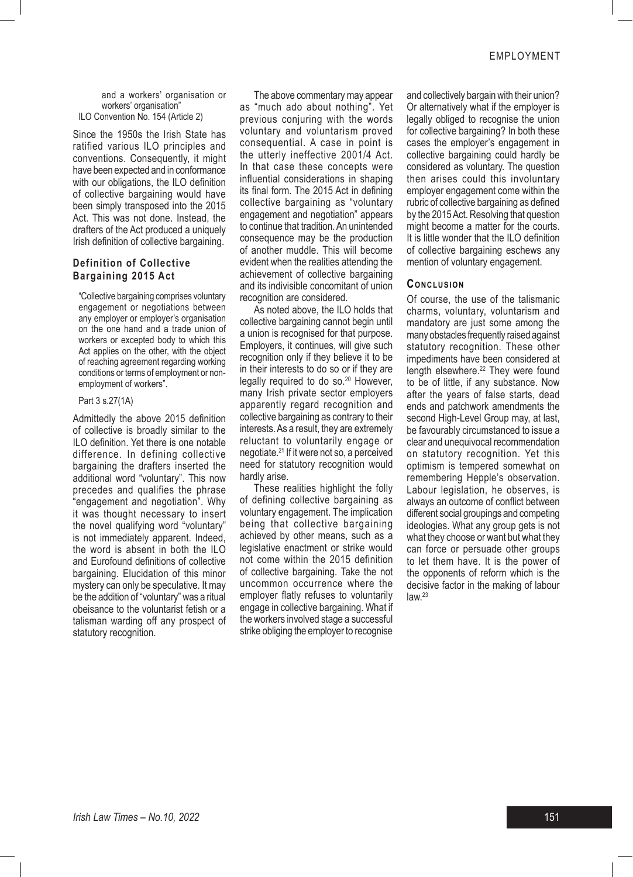and a workers' organisation or workers' organisation"

ILO Convention No. 154 (Article 2)

Since the 1950s the Irish State has ratified various ILO principles and conventions. Consequently, it might have been expected and in conformance with our obligations, the ILO definition of collective bargaining would have been simply transposed into the 2015 Act. This was not done. Instead, the drafters of the Act produced a uniquely Irish definition of collective bargaining.

### Definition of Collective Bargaining 2015 Act

> "Collective bargaining comprises voluntary engagement or negotiations between any employer or employer's organisation on the one hand and a trade union of workers or excepted body to which this Act applies on the other, with the object of reaching agreement regarding working conditions or terms of employment or non-employment of workers".
>
> Part 3 s.27(1A)

Admittedly the above 2015 definition of collective is broadly similar to the ILO definition. Yet there is one notable difference. In defining collective bargaining the drafters inserted the additional word "voluntary". This now precedes and qualifies the phrase "engagement and negotiation". Why it was thought necessary to insert the novel qualifying word "voluntary" is not immediately apparent. Indeed, the word is absent in both the ILO and Eurofound definitions of collective bargaining. Elucidation of this minor mystery can only be speculative. It may be the addition of "voluntary" was a ritual obeisance to the voluntarist fetish or a talisman warding off any prospect of statutory recognition.

The above commentary may appear as "much ado about nothing". Yet previous conjuring with the words voluntary and voluntarism proved consequential. A case in point is the utterly ineffective 2001/4 Act. In that case these concepts were influential considerations in shaping its final form. The 2015 Act in defining collective bargaining as "voluntary engagement and negotiation" appears to continue that tradition. An unintended consequence may be the production of another muddle. This will become evident when the realities attending the achievement of collective bargaining and its indivisible concomitant of union recognition are considered.

As noted above, the ILO holds that collective bargaining cannot begin until a union is recognised for that purpose. Employers, it continues, will give such recognition only if they believe it to be in their interests to do so or if they are legally required to do so.[20] However, many Irish private sector employers apparently regard recognition and collective bargaining as contrary to their interests. As a result, they are extremely reluctant to voluntarily engage or negotiate.[21] If it were not so, a perceived need for statutory recognition would hardly arise.

These realities highlight the folly of defining collective bargaining as voluntary engagement. The implication being that collective bargaining achieved by other means, such as a legislative enactment or strike would not come within the 2015 definition of collective bargaining. Take the not uncommon occurrence where the employer flatly refuses to voluntarily engage in collective bargaining. What if the workers involved stage a successful strike obliging the employer to recognise and collectively bargain with their union? Or alternatively what if the employer is legally obliged to recognise the union for collective bargaining? In both these cases the employer's engagement in collective bargaining could hardly be considered as voluntary. The question then arises could this involuntary employer engagement come within the rubric of collective bargaining as defined by the 2015 Act. Resolving that question might become a matter for the courts. It is little wonder that the ILO definition of collective bargaining eschews any mention of voluntary engagement.

## Conclusion

Of course, the use of the talismanic charms, voluntary, voluntarism and mandatory are just some among the many obstacles frequently raised against statutory recognition. These other impediments have been considered at length elsewhere.[22] They were found to be of little, if any substance. Now after the years of false starts, dead ends and patchwork amendments the second High-Level Group may, at last, be favourably circumstanced to issue a clear and unequivocal recommendation on statutory recognition. Yet this optimism is tempered somewhat on remembering Hepple's observation. Labour legislation, he observes, is always an outcome of conflict between different social groupings and competing ideologies. What any group gets is not what they choose or want but what they can force or persuade other groups to let them have. It is the power of the opponents of reform which is the decisive factor in the making of labour law.[23]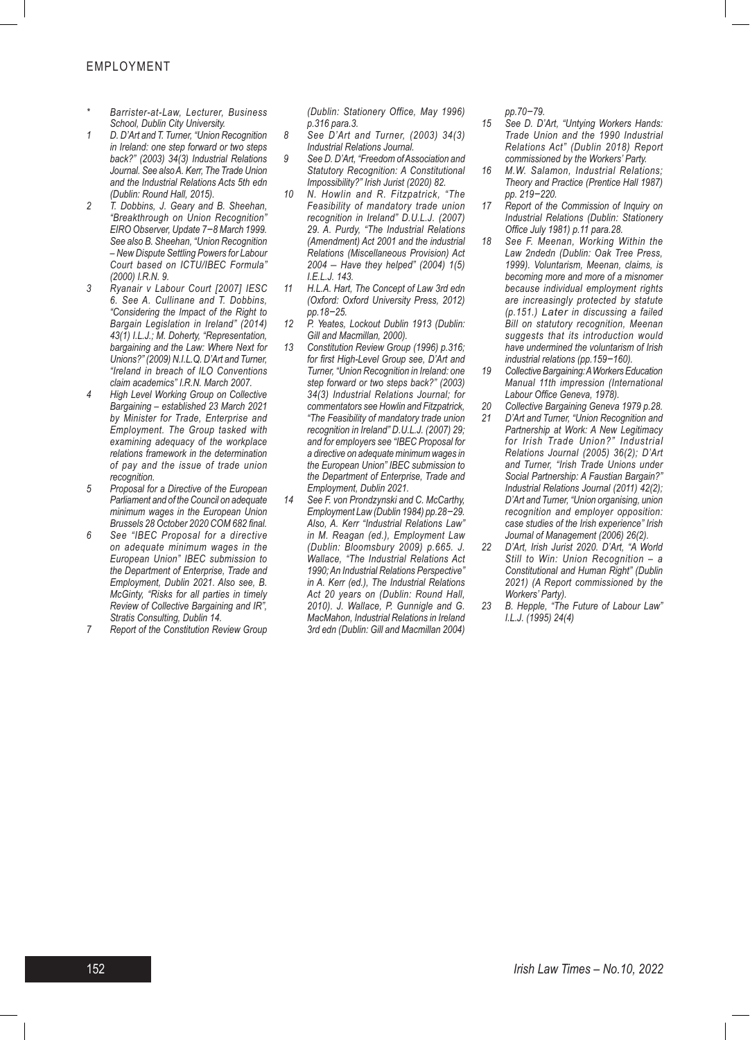\* Barrister-at-Law, Lecturer, Business School, Dublin City University.

1 D. D'Art and T. Turner, "Union Recognition in Ireland: one step forward or two steps back?" (2003) 34(3) Industrial Relations Journal. See also A. Kerr, The Trade Union and the Industrial Relations Acts 5th edn (Dublin: Round Hall, 2015).

2 T. Dobbins, J. Geary and B. Sheehan, "Breakthrough on Union Recognition" EIRO Observer, Update 7–8 March 1999. See also B. Sheehan, "Union Recognition – New Dispute Settling Powers for Labour Court based on ICTU/IBEC Formula" (2000) I.R.N. 9.

3 Ryanair v Labour Court [2007] IESC 6. See A. Cullinane and T. Dobbins, "Considering the Impact of the Right to Bargain Legislation in Ireland" (2014) 43(1) I.L.J.; M. Doherty, "Representation, bargaining and the Law: Where Next for Unions?" (2009) N.I.L.Q. D'Art and Turner, "Ireland in breach of ILO Conventions claim academics" I.R.N. March 2007.

4 High Level Working Group on Collective Bargaining – established 23 March 2021 by Minister for Trade, Enterprise and Employment. The Group tasked with examining adequacy of the workplace relations framework in the determination of pay and the issue of trade union recognition.

5 Proposal for a Directive of the European Parliament and of the Council on adequate minimum wages in the European Union Brussels 28 October 2020 COM 682 final.

6 See "IBEC Proposal for a directive on adequate minimum wages in the European Union" IBEC submission to the Department of Enterprise, Trade and Employment, Dublin 2021. Also see, B. McGinty, "Risks for all parties in timely Review of Collective Bargaining and IR", Stratis Consulting, Dublin 14.

7 Report of the Constitution Review Group (Dublin: Stationery Office, May 1996) p.316 para.3.

8 See D'Art and Turner, (2003) 34(3) Industrial Relations Journal.

9 See D. D'Art, "Freedom of Association and Statutory Recognition: A Constitutional Impossibility?" Irish Jurist (2020) 82.

10 N. Howlin and R. Fitzpatrick, "The Feasibility of mandatory trade union recognition in Ireland" D.U.L.J. (2007) 29. A. Purdy, "The Industrial Relations (Amendment) Act 2001 and the industrial Relations (Miscellaneous Provision) Act 2004 – Have they helped" (2004) 1(5) I.E.L.J. 143.

11 H.L.A. Hart, The Concept of Law 3rd edn (Oxford: Oxford University Press, 2012) pp.18–25.

12 P. Yeates, Lockout Dublin 1913 (Dublin: Gill and Macmillan, 2000).

13 Constitution Review Group (1996) p.316; for first High-Level Group see, D'Art and Turner, "Union Recognition in Ireland: one step forward or two steps back?" (2003) 34(3) Industrial Relations Journal; for commentators see Howlin and Fitzpatrick, "The Feasibility of mandatory trade union recognition in Ireland" D.U.L.J. (2007) 29; and for employers see "IBEC Proposal for a directive on adequate minimum wages in the European Union" IBEC submission to the Department of Enterprise, Trade and Employment, Dublin 2021.

14 See F. von Prondzynski and C. McCarthy, Employment Law (Dublin 1984) pp.28–29. Also, A. Kerr "Industrial Relations Law" in M. Reagan (ed.), Employment Law (Dublin: Bloomsbury 2009) p.665. J. Wallace, "The Industrial Relations Act 1990; An Industrial Relations Perspective" in A. Kerr (ed.), The Industrial Relations Act 20 years on (Dublin: Round Hall, 2010). J. Wallace, P. Gunnigle and G. MacMahon, Industrial Relations in Ireland 3rd edn (Dublin: Gill and Macmillan 2004) pp.70–79.

15 See D. D'Art, "Untying Workers Hands: Trade Union and the 1990 Industrial Relations Act" (Dublin 2018) Report commissioned by the Workers' Party.

16 M.W. Salamon, Industrial Relations; Theory and Practice (Prentice Hall 1987) pp. 219–220.

17 Report of the Commission of Inquiry on Industrial Relations (Dublin: Stationery Office July 1981) p.11 para.28.

18 See F. Meenan, Working Within the Law 2ndedn (Dublin: Oak Tree Press, 1999). Voluntarism, Meenan, claims, is becoming more and more of a misnomer because individual employment rights are increasingly protected by statute (p.151.) Later in discussing a failed Bill on statutory recognition, Meenan suggests that its introduction would have undermined the voluntarism of Irish industrial relations (pp.159–160).

19 Collective Bargaining: A Workers Education Manual 11th impression (International Labour Office Geneva, 1978).

20 Collective Bargaining Geneva 1979 p.28.

21 D'Art and Turner, "Union Recognition and Partnership at Work: A New Legitimacy for Irish Trade Union?" Industrial Relations Journal (2005) 36(2); D'Art and Turner, "Irish Trade Unions under Social Partnership: A Faustian Bargain?" Industrial Relations Journal (2011) 42(2); D'Art and Turner, "Union organising, union recognition and employer opposition: case studies of the Irish experience" Irish Journal of Management (2006) 26(2).

22 D'Art, Irish Jurist 2020. D'Art, "A World Still to Win: Union Recognition – a Constitutional and Human Right" (Dublin 2021) (A Report commissioned by the Workers' Party).

23 B. Hepple, "The Future of Labour Law" I.L.J. (1995) 24(4)